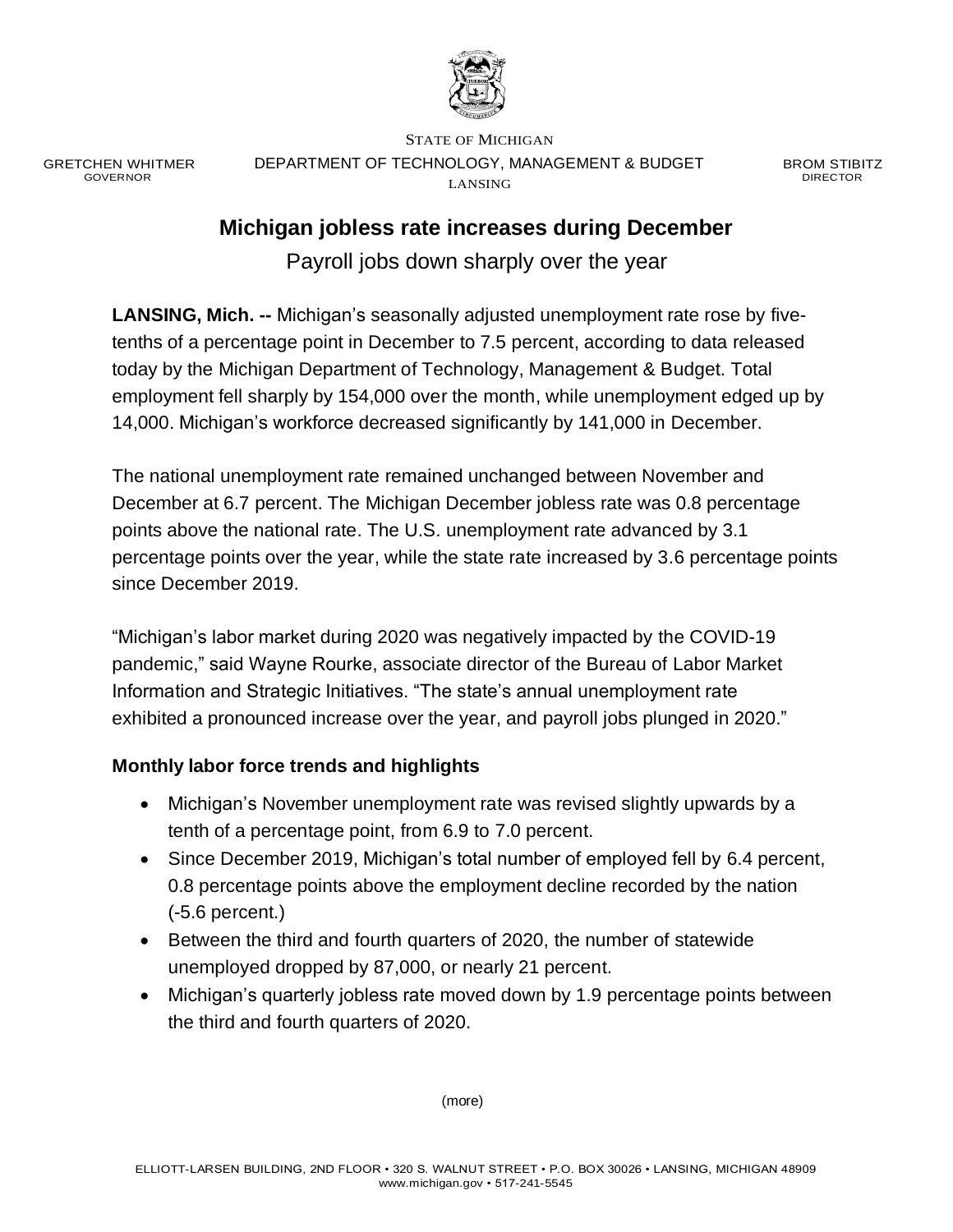STATE OF MICHIGAN

GRETCHEN WHITMER
GOVERNOR

DEPARTMENT OF TECHNOLOGY, MANAGEMENT & BUDGET
LANSING

BROM STIBITZ
DIRECTOR

# Michigan jobless rate increases during December

## Payroll jobs down sharply over the year

**LANSING, Mich. --** Michigan's seasonally adjusted unemployment rate rose by five-tenths of a percentage point in December to 7.5 percent, according to data released today by the Michigan Department of Technology, Management & Budget. Total employment fell sharply by 154,000 over the month, while unemployment edged up by 14,000. Michigan's workforce decreased significantly by 141,000 in December.

The national unemployment rate remained unchanged between November and December at 6.7 percent. The Michigan December jobless rate was 0.8 percentage points above the national rate. The U.S. unemployment rate advanced by 3.1 percentage points over the year, while the state rate increased by 3.6 percentage points since December 2019.

"Michigan's labor market during 2020 was negatively impacted by the COVID-19 pandemic," said Wayne Rourke, associate director of the Bureau of Labor Market Information and Strategic Initiatives. "The state's annual unemployment rate exhibited a pronounced increase over the year, and payroll jobs plunged in 2020."

### Monthly labor force trends and highlights

- Michigan's November unemployment rate was revised slightly upwards by a tenth of a percentage point, from 6.9 to 7.0 percent.
- Since December 2019, Michigan's total number of employed fell by 6.4 percent, 0.8 percentage points above the employment decline recorded by the nation (-5.6 percent.)
- Between the third and fourth quarters of 2020, the number of statewide unemployed dropped by 87,000, or nearly 21 percent.
- Michigan's quarterly jobless rate moved down by 1.9 percentage points between the third and fourth quarters of 2020.

(more)

ELLIOTT-LARSEN BUILDING, 2ND FLOOR • 320 S. WALNUT STREET • P.O. BOX 30026 • LANSING, MICHIGAN 48909
www.michigan.gov • 517-241-5545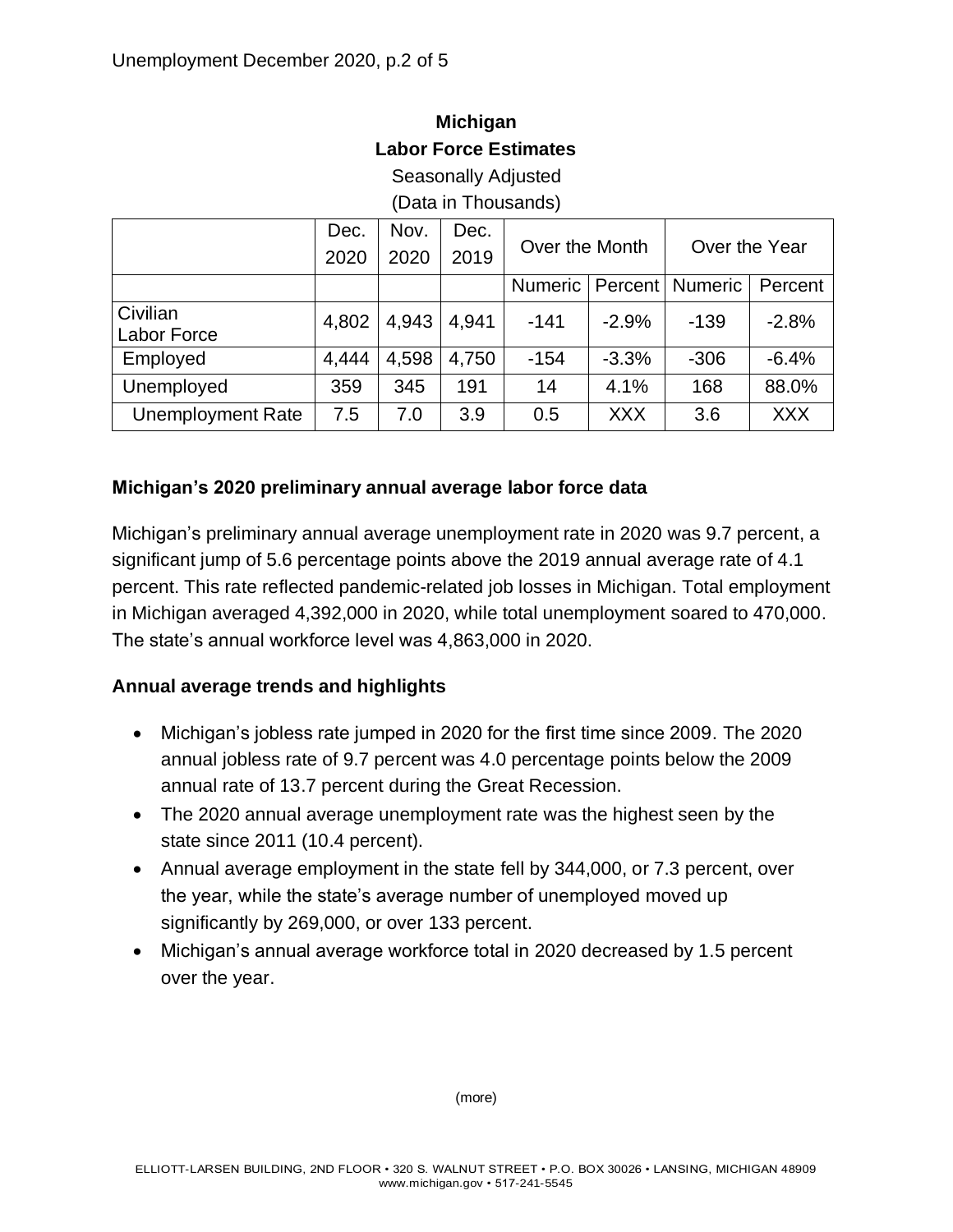**Michigan**
**Labor Force Estimates**
Seasonally Adjusted
(Data in Thousands)

| | Dec. 2020 | Nov. 2020 | Dec. 2019 | Over the Month | | Over the Year | |
|---|---|---|---|---|---|---|---|
| | | | | Numeric | Percent | Numeric | Percent |
| Civilian Labor Force | 4,802 | 4,943 | 4,941 | -141 | -2.9% | -139 | -2.8% |
| Employed | 4,444 | 4,598 | 4,750 | -154 | -3.3% | -306 | -6.4% |
| Unemployed | 359 | 345 | 191 | 14 | 4.1% | 168 | 88.0% |
| Unemployment Rate | 7.5 | 7.0 | 3.9 | 0.5 | XXX | 3.6 | XXX |

### Michigan's 2020 preliminary annual average labor force data

Michigan's preliminary annual average unemployment rate in 2020 was 9.7 percent, a significant jump of 5.6 percentage points above the 2019 annual average rate of 4.1 percent. This rate reflected pandemic-related job losses in Michigan. Total employment in Michigan averaged 4,392,000 in 2020, while total unemployment soared to 470,000. The state's annual workforce level was 4,863,000 in 2020.

### Annual average trends and highlights

- Michigan's jobless rate jumped in 2020 for the first time since 2009. The 2020 annual jobless rate of 9.7 percent was 4.0 percentage points below the 2009 annual rate of 13.7 percent during the Great Recession.
- The 2020 annual average unemployment rate was the highest seen by the state since 2011 (10.4 percent).
- Annual average employment in the state fell by 344,000, or 7.3 percent, over the year, while the state's average number of unemployed moved up significantly by 269,000, or over 133 percent.
- Michigan's annual average workforce total in 2020 decreased by 1.5 percent over the year.

(more)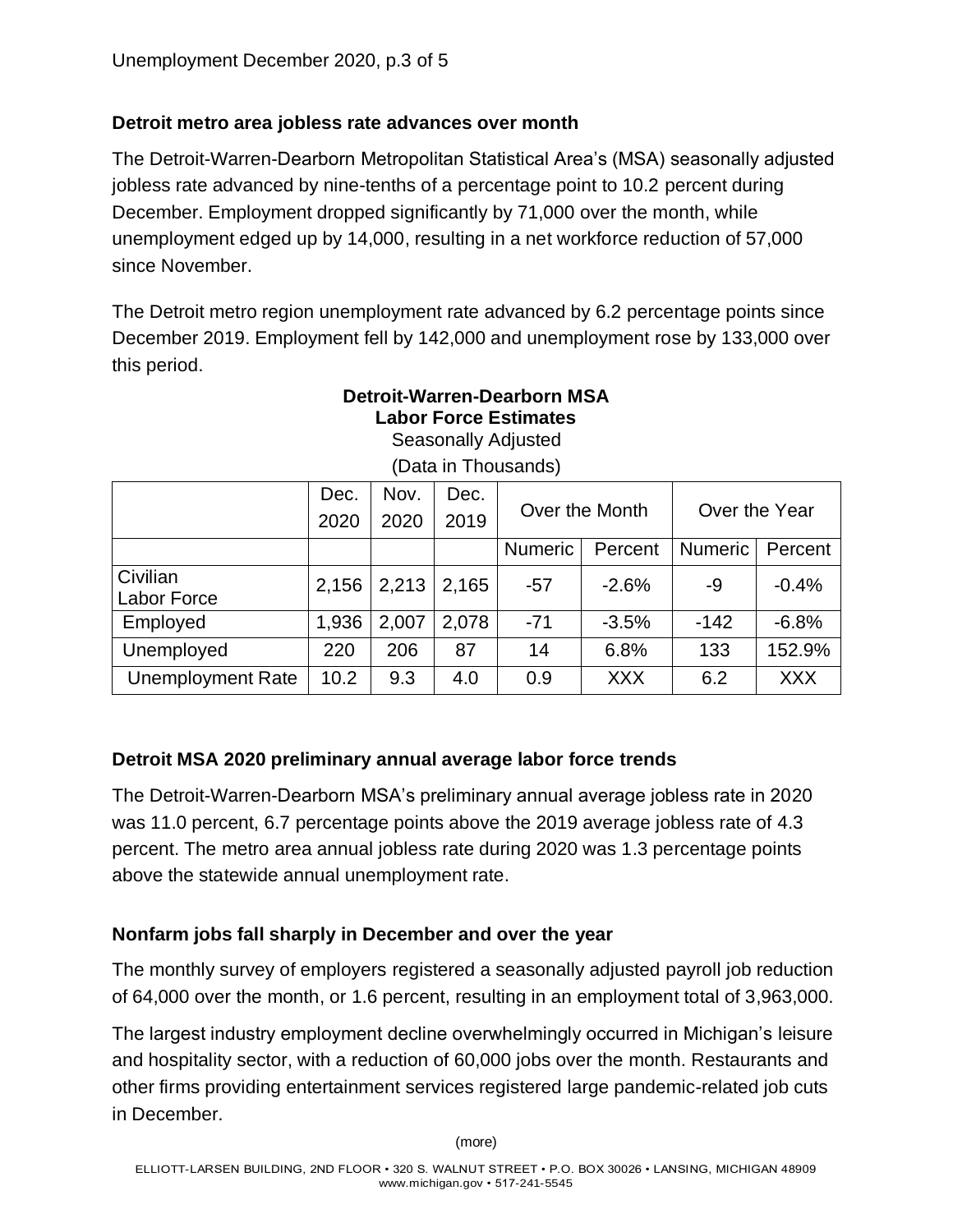## Detroit metro area jobless rate advances over month

The Detroit-Warren-Dearborn Metropolitan Statistical Area's (MSA) seasonally adjusted jobless rate advanced by nine-tenths of a percentage point to 10.2 percent during December. Employment dropped significantly by 71,000 over the month, while unemployment edged up by 14,000, resulting in a net workforce reduction of 57,000 since November.

The Detroit metro region unemployment rate advanced by 6.2 percentage points since December 2019. Employment fell by 142,000 and unemployment rose by 133,000 over this period.

**Detroit-Warren-Dearborn MSA**
**Labor Force Estimates**
Seasonally Adjusted
(Data in Thousands)

| | Dec. 2020 | Nov. 2020 | Dec. 2019 | Over the Month | | Over the Year | |
|---|---|---|---|---|---|---|---|
| | | | | Numeric | Percent | Numeric | Percent |
| Civilian Labor Force | 2,156 | 2,213 | 2,165 | -57 | -2.6% | -9 | -0.4% |
| Employed | 1,936 | 2,007 | 2,078 | -71 | -3.5% | -142 | -6.8% |
| Unemployed | 220 | 206 | 87 | 14 | 6.8% | 133 | 152.9% |
| Unemployment Rate | 10.2 | 9.3 | 4.0 | 0.9 | XXX | 6.2 | XXX |

## Detroit MSA 2020 preliminary annual average labor force trends

The Detroit-Warren-Dearborn MSA's preliminary annual average jobless rate in 2020 was 11.0 percent, 6.7 percentage points above the 2019 average jobless rate of 4.3 percent. The metro area annual jobless rate during 2020 was 1.3 percentage points above the statewide annual unemployment rate.

## Nonfarm jobs fall sharply in December and over the year

The monthly survey of employers registered a seasonally adjusted payroll job reduction of 64,000 over the month, or 1.6 percent, resulting in an employment total of 3,963,000.

The largest industry employment decline overwhelmingly occurred in Michigan's leisure and hospitality sector, with a reduction of 60,000 jobs over the month. Restaurants and other firms providing entertainment services registered large pandemic-related job cuts in December.

(more)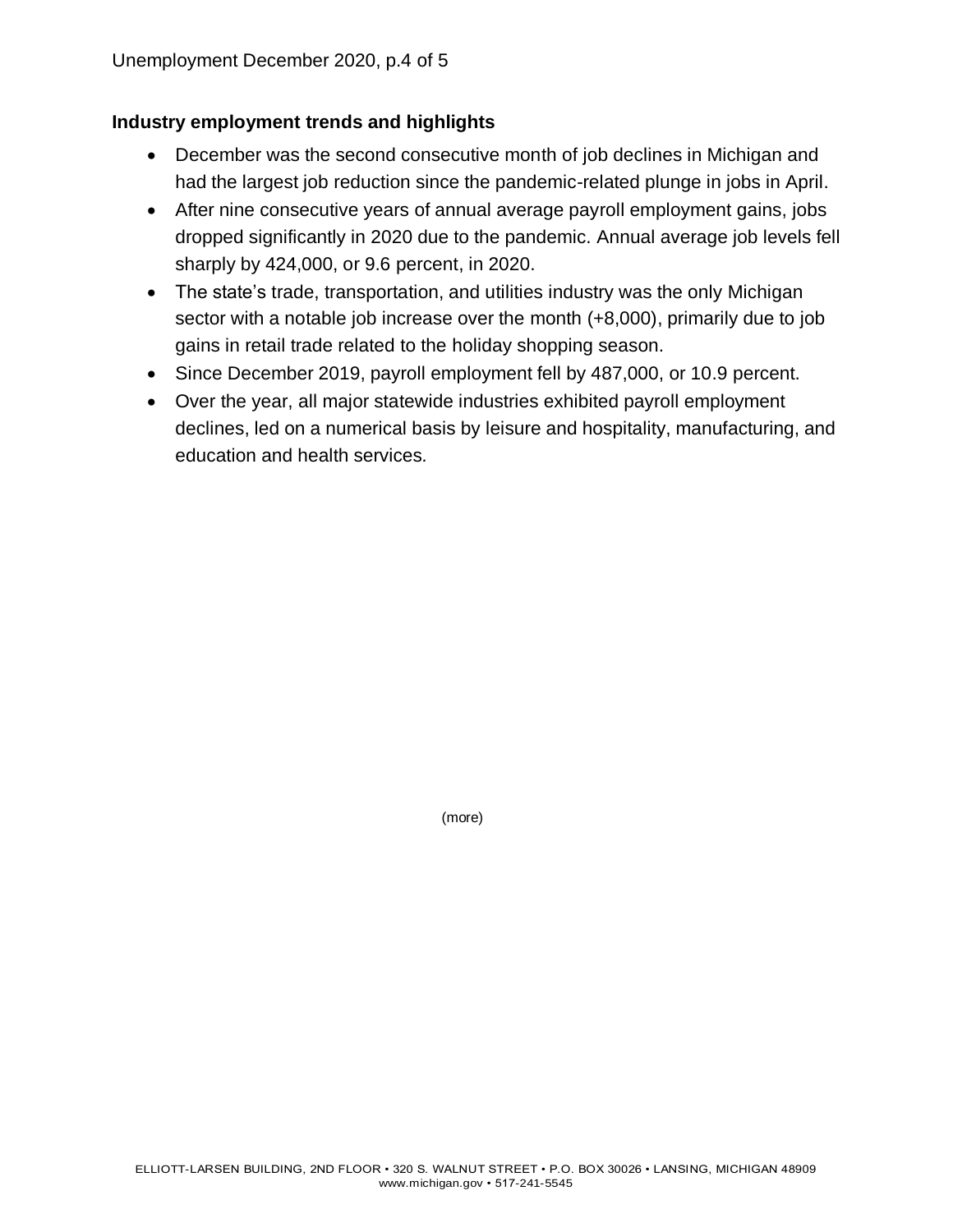### Industry employment trends and highlights

- December was the second consecutive month of job declines in Michigan and had the largest job reduction since the pandemic-related plunge in jobs in April.
- After nine consecutive years of annual average payroll employment gains, jobs dropped significantly in 2020 due to the pandemic. Annual average job levels fell sharply by 424,000, or 9.6 percent, in 2020.
- The state's trade, transportation, and utilities industry was the only Michigan sector with a notable job increase over the month (+8,000), primarily due to job gains in retail trade related to the holiday shopping season.
- Since December 2019, payroll employment fell by 487,000, or 10.9 percent.
- Over the year, all major statewide industries exhibited payroll employment declines, led on a numerical basis by leisure and hospitality, manufacturing, and education and health services.

(more)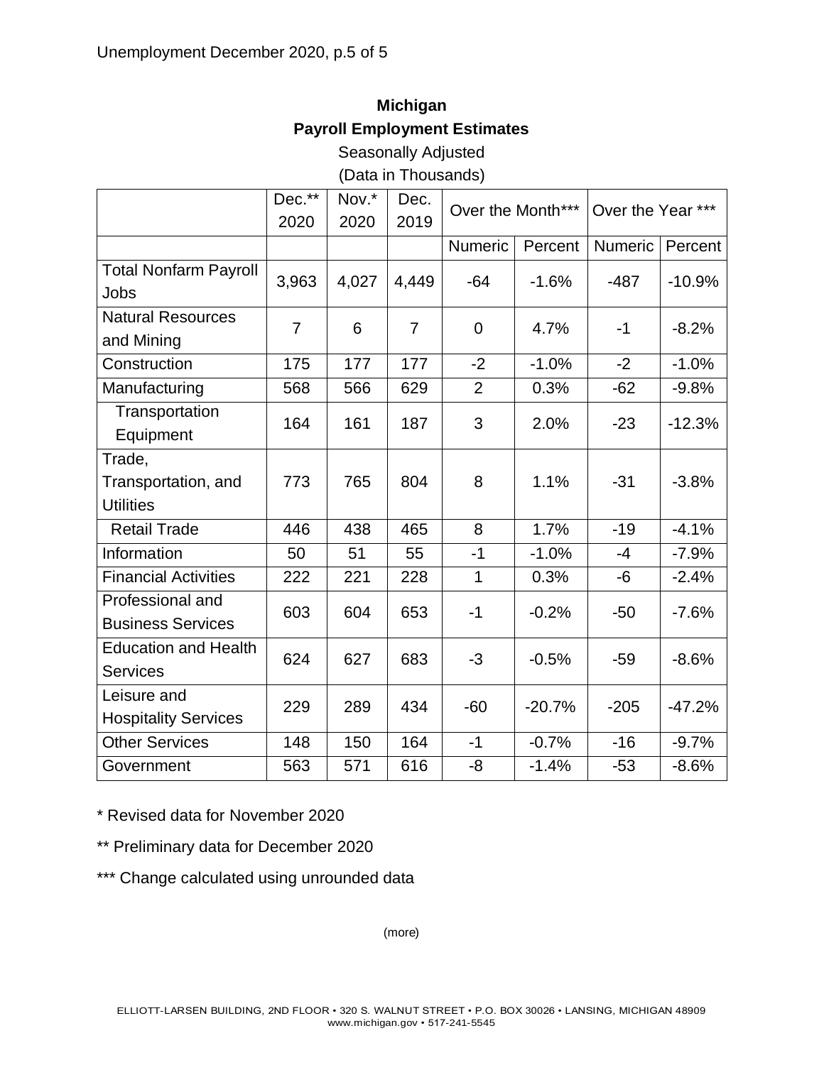**Michigan**

**Payroll Employment Estimates**

Seasonally Adjusted

(Data in Thousands)

| | Dec.** 2020 | Nov.* 2020 | Dec. 2019 | Over the Month*** | | Over the Year *** | |
|---|---|---|---|---|---|---|---|
| | | | | Numeric | Percent | Numeric | Percent |
| Total Nonfarm Payroll Jobs | 3,963 | 4,027 | 4,449 | -64 | -1.6% | -487 | -10.9% |
| Natural Resources and Mining | 7 | 6 | 7 | 0 | 4.7% | -1 | -8.2% |
| Construction | 175 | 177 | 177 | -2 | -1.0% | -2 | -1.0% |
| Manufacturing | 568 | 566 | 629 | 2 | 0.3% | -62 | -9.8% |
| Transportation Equipment | 164 | 161 | 187 | 3 | 2.0% | -23 | -12.3% |
| Trade, Transportation, and Utilities | 773 | 765 | 804 | 8 | 1.1% | -31 | -3.8% |
| Retail Trade | 446 | 438 | 465 | 8 | 1.7% | -19 | -4.1% |
| Information | 50 | 51 | 55 | -1 | -1.0% | -4 | -7.9% |
| Financial Activities | 222 | 221 | 228 | 1 | 0.3% | -6 | -2.4% |
| Professional and Business Services | 603 | 604 | 653 | -1 | -0.2% | -50 | -7.6% |
| Education and Health Services | 624 | 627 | 683 | -3 | -0.5% | -59 | -8.6% |
| Leisure and Hospitality Services | 229 | 289 | 434 | -60 | -20.7% | -205 | -47.2% |
| Other Services | 148 | 150 | 164 | -1 | -0.7% | -16 | -9.7% |
| Government | 563 | 571 | 616 | -8 | -1.4% | -53 | -8.6% |

* Revised data for November 2020

** Preliminary data for December 2020

*** Change calculated using unrounded data

(more)

ELLIOTT-LARSEN BUILDING, 2ND FLOOR • 320 S. WALNUT STREET • P.O. BOX 30026 • LANSING, MICHIGAN 48909
www.michigan.gov • 517-241-5545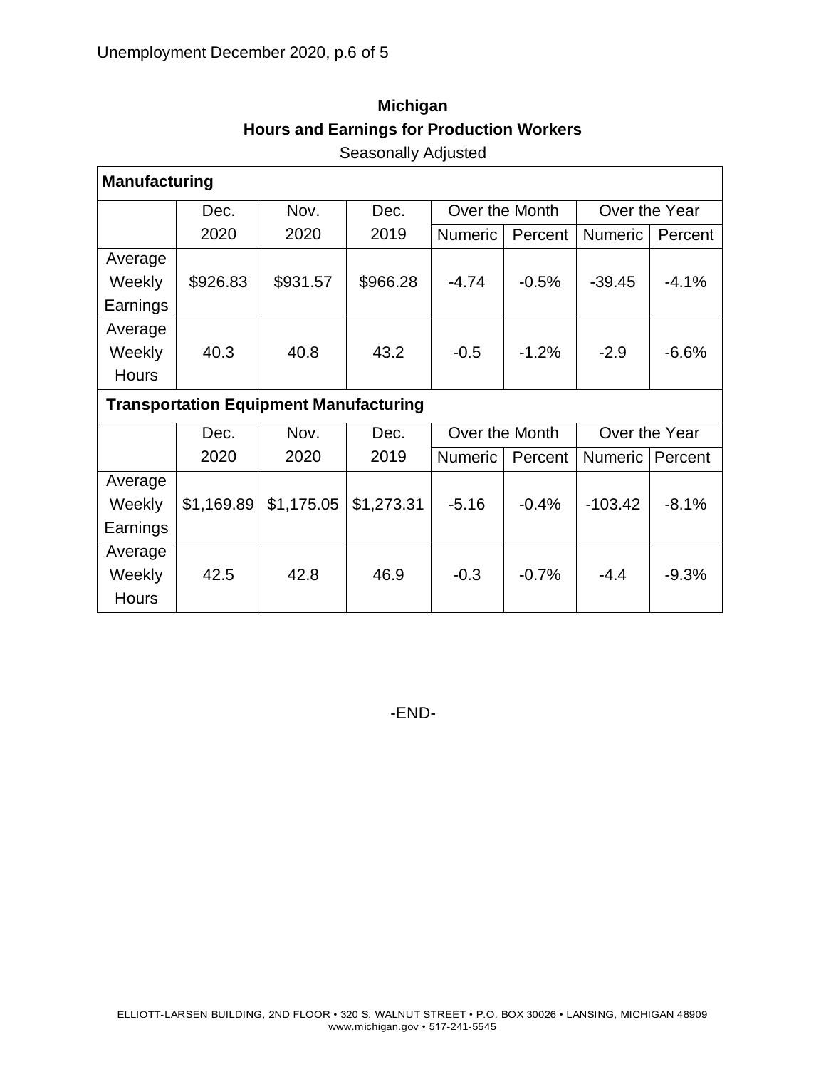## Michigan

### Hours and Earnings for Production Workers

Seasonally Adjusted

| Manufacturing | | | | | | | |
|---|---|---|---|---|---|---|---|
| | Dec. 2020 | Nov. 2020 | Dec. 2019 | Over the Month | | Over the Year | |
| | | | | Numeric | Percent | Numeric | Percent |
| Average Weekly Earnings | $926.83 | $931.57 | $966.28 | -4.74 | -0.5% | -39.45 | -4.1% |
| Average Weekly Hours | 40.3 | 40.8 | 43.2 | -0.5 | -1.2% | -2.9 | -6.6% |

| Transportation Equipment Manufacturing | | | | | | | |
|---|---|---|---|---|---|---|---|
| | Dec. 2020 | Nov. 2020 | Dec. 2019 | Over the Month | | Over the Year | |
| | | | | Numeric | Percent | Numeric | Percent |
| Average Weekly Earnings | $1,169.89 | $1,175.05 | $1,273.31 | -5.16 | -0.4% | -103.42 | -8.1% |
| Average Weekly Hours | 42.5 | 42.8 | 46.9 | -0.3 | -0.7% | -4.4 | -9.3% |

-END-